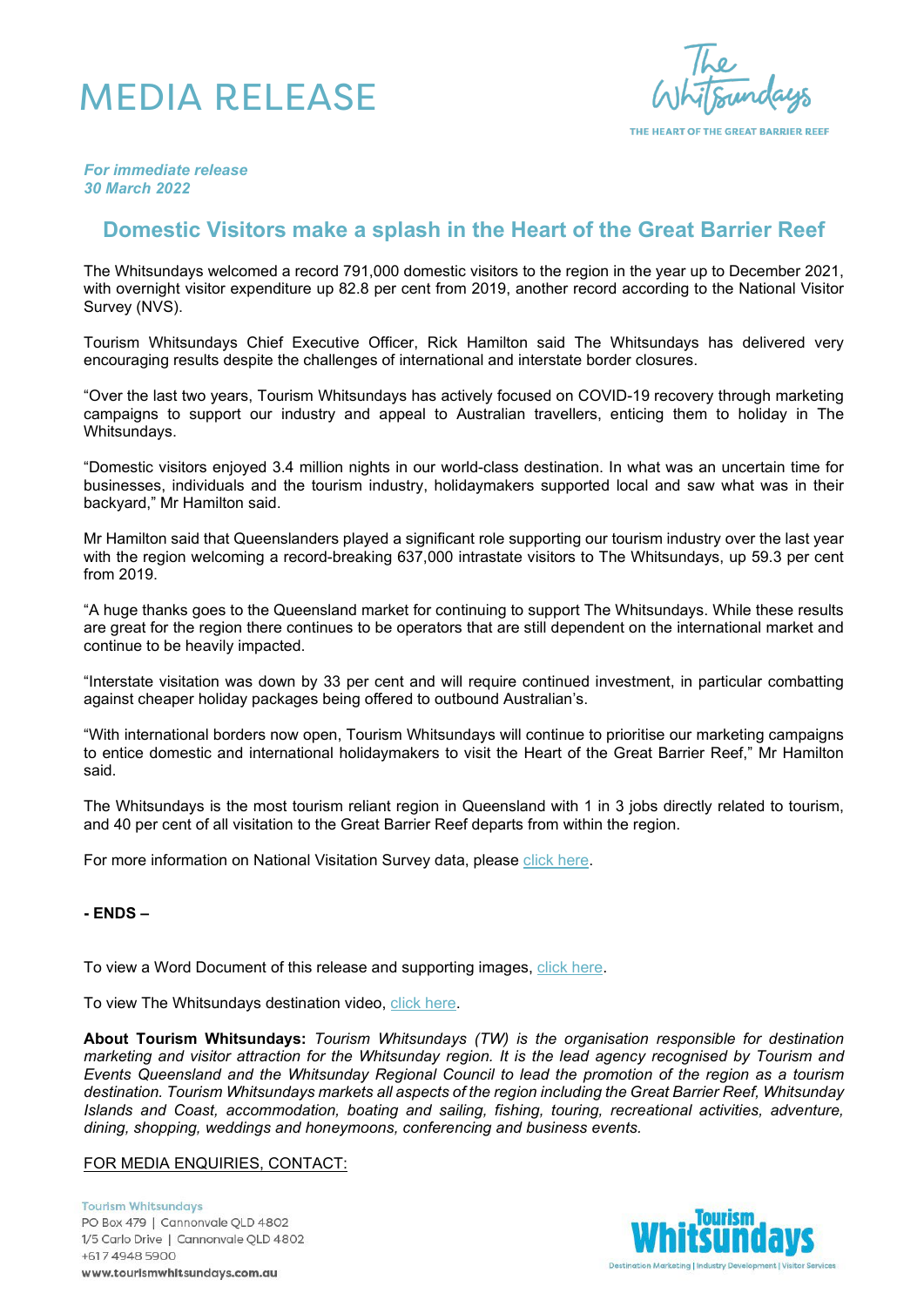# MEDIA RELEASE

*For immediate release*
*30 March 2022*

## Domestic Visitors make a splash in the Heart of the Great Barrier Reef

The Whitsundays welcomed a record 791,000 domestic visitors to the region in the year up to December 2021, with overnight visitor expenditure up 82.8 per cent from 2019, another record according to the National Visitor Survey (NVS).

Tourism Whitsundays Chief Executive Officer, Rick Hamilton said The Whitsundays has delivered very encouraging results despite the challenges of international and interstate border closures.

"Over the last two years, Tourism Whitsundays has actively focused on COVID-19 recovery through marketing campaigns to support our industry and appeal to Australian travellers, enticing them to holiday in The Whitsundays.

"Domestic visitors enjoyed 3.4 million nights in our world-class destination. In what was an uncertain time for businesses, individuals and the tourism industry, holidaymakers supported local and saw what was in their backyard," Mr Hamilton said.

Mr Hamilton said that Queenslanders played a significant role supporting our tourism industry over the last year with the region welcoming a record-breaking 637,000 intrastate visitors to The Whitsundays, up 59.3 per cent from 2019.

"A huge thanks goes to the Queensland market for continuing to support The Whitsundays. While these results are great for the region there continues to be operators that are still dependent on the international market and continue to be heavily impacted.

"Interstate visitation was down by 33 per cent and will require continued investment, in particular combatting against cheaper holiday packages being offered to outbound Australian's.

"With international borders now open, Tourism Whitsundays will continue to prioritise our marketing campaigns to entice domestic and international holidaymakers to visit the Heart of the Great Barrier Reef," Mr Hamilton said.

The Whitsundays is the most tourism reliant region in Queensland with 1 in 3 jobs directly related to tourism, and 40 per cent of all visitation to the Great Barrier Reef departs from within the region.

For more information on National Visitation Survey data, please click here.

**- ENDS –**

To view a Word Document of this release and supporting images, click here.

To view The Whitsundays destination video, click here.

**About Tourism Whitsundays:** *Tourism Whitsundays (TW) is the organisation responsible for destination marketing and visitor attraction for the Whitsunday region. It is the lead agency recognised by Tourism and Events Queensland and the Whitsunday Regional Council to lead the promotion of the region as a tourism destination. Tourism Whitsundays markets all aspects of the region including the Great Barrier Reef, Whitsunday Islands and Coast, accommodation, boating and sailing, fishing, touring, recreational activities, adventure, dining, shopping, weddings and honeymoons, conferencing and business events.*

FOR MEDIA ENQUIRIES, CONTACT:

Tourism Whitsundays
PO Box 479 | Cannonvale QLD 4802
1/5 Carlo Drive | Cannonvale QLD 4802
+617 4948 5900
www.tourismwhitsundays.com.au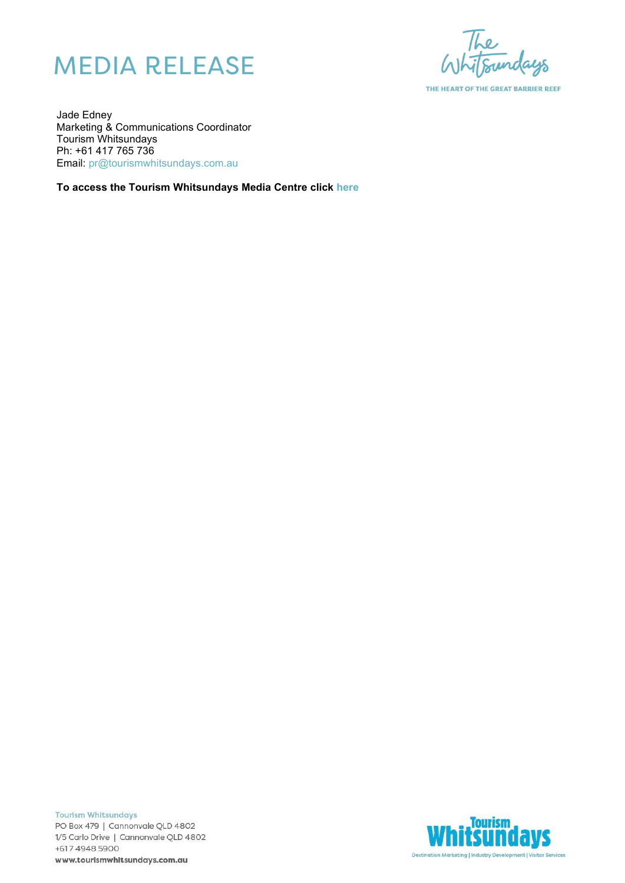# MEDIA RELEASE

Jade Edney
Marketing & Communications Coordinator
Tourism Whitsundays
Ph: +61 417 765 736
Email: pr@tourismwhitsundays.com.au

**To access the Tourism Whitsundays Media Centre click here**

Tourism Whitsundays
PO Box 479 | Cannonvale QLD 4802
1/5 Carlo Drive | Cannonvale QLD 4802
+617 4948 5900
**www.tourismwhitsundays.com.au**